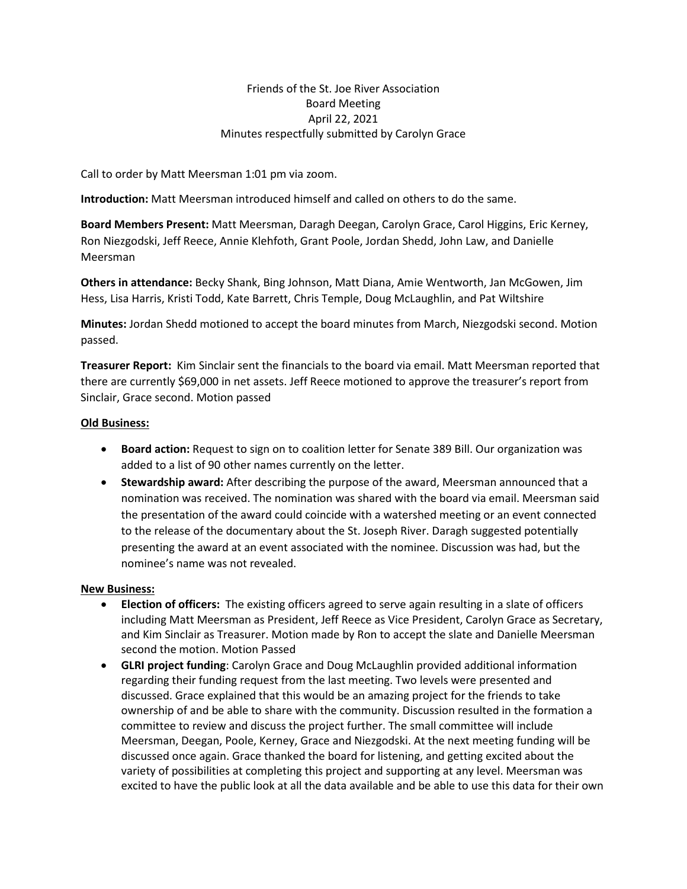Friends of the St. Joe River Association
Board Meeting
April 22, 2021
Minutes respectfully submitted by Carolyn Grace

Call to order by Matt Meersman 1:01 pm via zoom.

**Introduction:** Matt Meersman introduced himself and called on others to do the same.

**Board Members Present:** Matt Meersman, Daragh Deegan, Carolyn Grace, Carol Higgins, Eric Kerney, Ron Niezgodski, Jeff Reece, Annie Klehfoth, Grant Poole, Jordan Shedd, John Law, and Danielle Meersman

**Others in attendance:** Becky Shank, Bing Johnson, Matt Diana, Amie Wentworth, Jan McGowen, Jim Hess, Lisa Harris, Kristi Todd, Kate Barrett, Chris Temple, Doug McLaughlin, and Pat Wiltshire

**Minutes:** Jordan Shedd motioned to accept the board minutes from March, Niezgodski second. Motion passed.

**Treasurer Report:** Kim Sinclair sent the financials to the board via email. Matt Meersman reported that there are currently $69,000 in net assets. Jeff Reece motioned to approve the treasurer's report from Sinclair, Grace second. Motion passed

**<u>Old Business:</u>**

- **Board action:** Request to sign on to coalition letter for Senate 389 Bill. Our organization was added to a list of 90 other names currently on the letter.
- **Stewardship award:** After describing the purpose of the award, Meersman announced that a nomination was received. The nomination was shared with the board via email. Meersman said the presentation of the award could coincide with a watershed meeting or an event connected to the release of the documentary about the St. Joseph River. Daragh suggested potentially presenting the award at an event associated with the nominee. Discussion was had, but the nominee's name was not revealed.

**<u>New Business:</u>**

- **Election of officers:** The existing officers agreed to serve again resulting in a slate of officers including Matt Meersman as President, Jeff Reece as Vice President, Carolyn Grace as Secretary, and Kim Sinclair as Treasurer. Motion made by Ron to accept the slate and Danielle Meersman second the motion. Motion Passed
- **GLRI project funding**: Carolyn Grace and Doug McLaughlin provided additional information regarding their funding request from the last meeting. Two levels were presented and discussed. Grace explained that this would be an amazing project for the friends to take ownership of and be able to share with the community. Discussion resulted in the formation a committee to review and discuss the project further. The small committee will include Meersman, Deegan, Poole, Kerney, Grace and Niezgodski. At the next meeting funding will be discussed once again. Grace thanked the board for listening, and getting excited about the variety of possibilities at completing this project and supporting at any level. Meersman was excited to have the public look at all the data available and be able to use this data for their own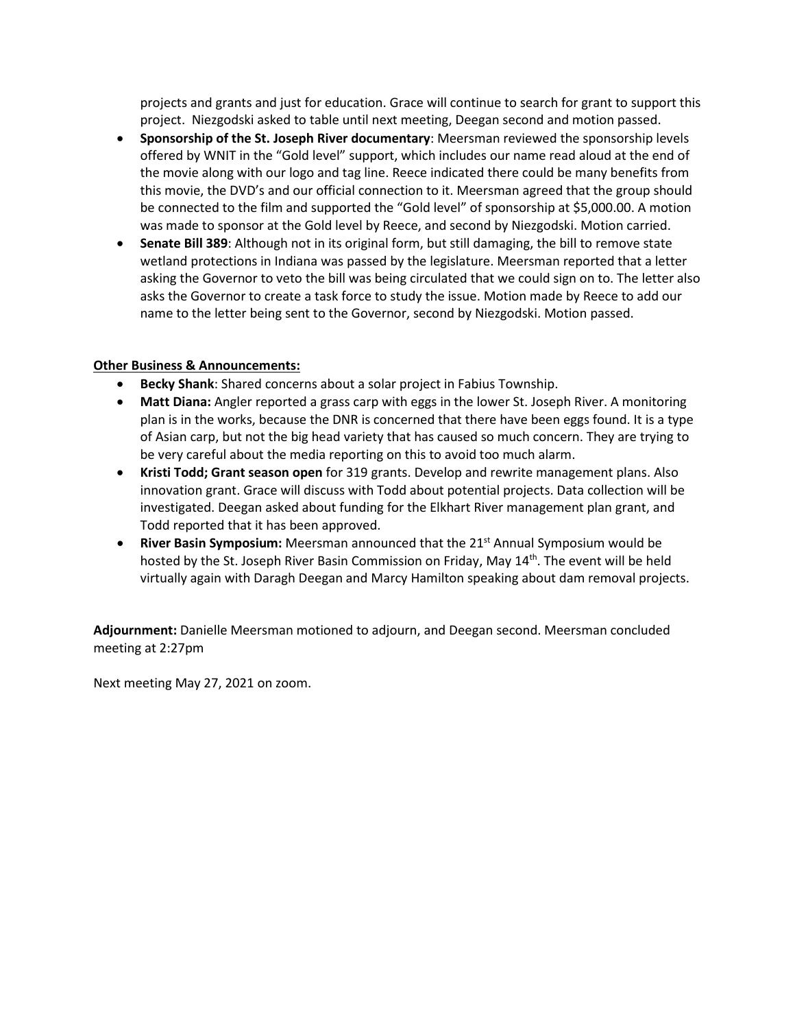projects and grants and just for education. Grace will continue to search for grant to support this project. Niezgodski asked to table until next meeting, Deegan second and motion passed.

- **Sponsorship of the St. Joseph River documentary**: Meersman reviewed the sponsorship levels offered by WNIT in the "Gold level" support, which includes our name read aloud at the end of the movie along with our logo and tag line. Reece indicated there could be many benefits from this movie, the DVD's and our official connection to it. Meersman agreed that the group should be connected to the film and supported the "Gold level" of sponsorship at $5,000.00. A motion was made to sponsor at the Gold level by Reece, and second by Niezgodski. Motion carried.
- **Senate Bill 389**: Although not in its original form, but still damaging, the bill to remove state wetland protections in Indiana was passed by the legislature. Meersman reported that a letter asking the Governor to veto the bill was being circulated that we could sign on to. The letter also asks the Governor to create a task force to study the issue. Motion made by Reece to add our name to the letter being sent to the Governor, second by Niezgodski. Motion passed.

**Other Business & Announcements:**

- **Becky Shank**: Shared concerns about a solar project in Fabius Township.
- **Matt Diana:** Angler reported a grass carp with eggs in the lower St. Joseph River. A monitoring plan is in the works, because the DNR is concerned that there have been eggs found. It is a type of Asian carp, but not the big head variety that has caused so much concern. They are trying to be very careful about the media reporting on this to avoid too much alarm.
- **Kristi Todd; Grant season open** for 319 grants. Develop and rewrite management plans. Also innovation grant. Grace will discuss with Todd about potential projects. Data collection will be investigated. Deegan asked about funding for the Elkhart River management plan grant, and Todd reported that it has been approved.
- **River Basin Symposium:** Meersman announced that the 21st Annual Symposium would be hosted by the St. Joseph River Basin Commission on Friday, May 14th. The event will be held virtually again with Daragh Deegan and Marcy Hamilton speaking about dam removal projects.

**Adjournment:** Danielle Meersman motioned to adjourn, and Deegan second. Meersman concluded meeting at 2:27pm

Next meeting May 27, 2021 on zoom.